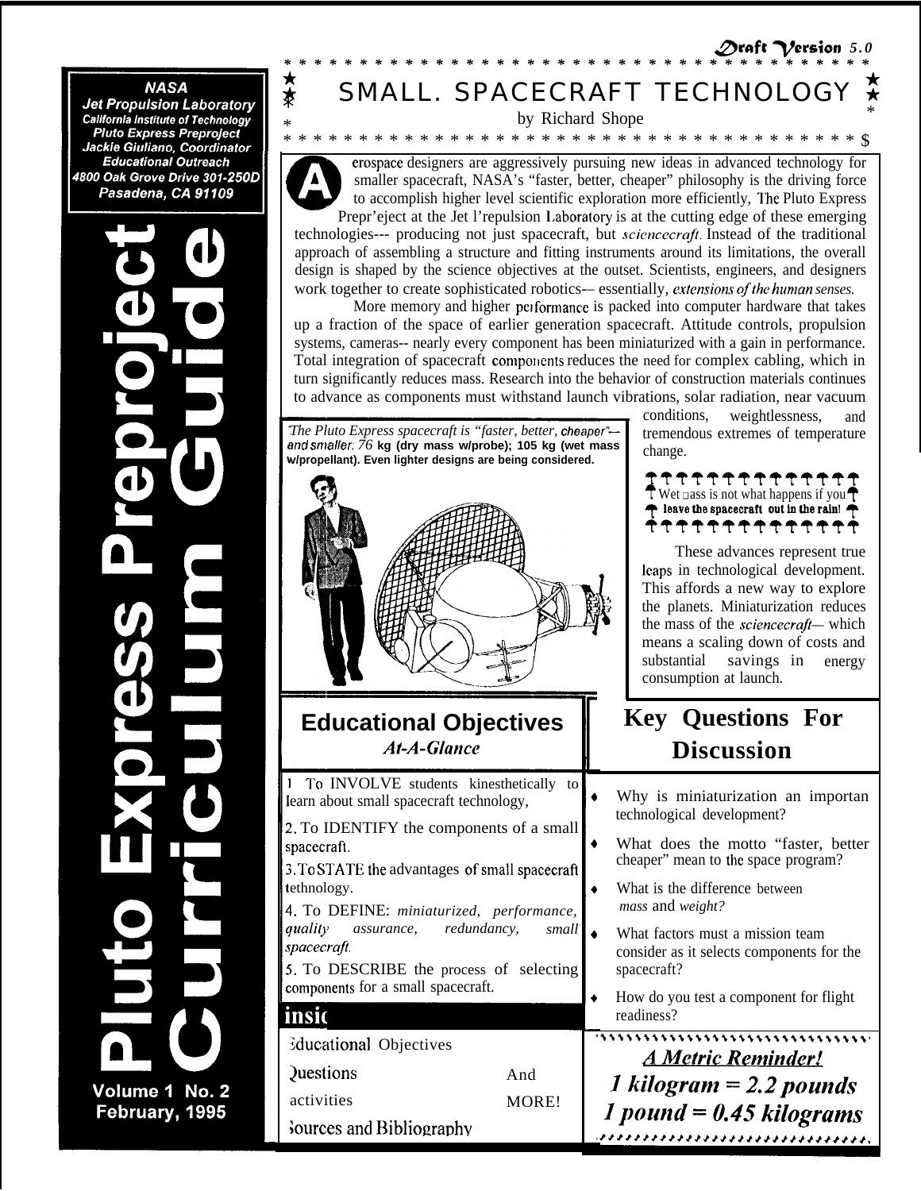*Draft Version 5.0*

**NASA**
**Jet Propulsion Laboratory**
**California Institute of Technology**
**Pluto Express Preproject**
**Jackie Giuliano, Coordinator**
**Educational Outreach**
**4800 Oak Grove Drive 301-250D**
**Pasadena, CA 91109**

# Pluto Express Preproject Curriculum Guide

**Volume 1 No. 2**
**February, 1995**

# SMALL. SPACECRAFT TECHNOLOGY

by Richard Shope

Aerospace designers are aggressively pursuing new ideas in advanced technology for smaller spacecraft, NASA's "faster, better, cheaper" philosophy is the driving force to accomplish higher level scientific exploration more efficiently, The Pluto Express Prepr'eject at the Jet l'repulsion Laboratory is at the cutting edge of these emerging technologies--- producing not just spacecraft, but *sciencecraft*. Instead of the traditional approach of assembling a structure and fitting instruments around its limitations, the overall design is shaped by the science objectives at the outset. Scientists, engineers, and designers work together to create sophisticated robotics-– essentially, *extensions of the human senses.*

More memory and higher performance is packed into computer hardware that takes up a fraction of the space of earlier generation spacecraft. Attitude controls, propulsion systems, cameras-- nearly every component has been miniaturized with a gain in performance. Total integration of spacecraft components reduces the need for complex cabling, which in turn significantly reduces mass. Research into the behavior of construction materials continues to advance as components must withstand launch vibrations, solar radiation, near vacuum conditions, weightlessness, and tremendous extremes of temperature change.

*The Pluto Express spacecraft is "faster, better, cheaper"— and smaller: 76* **kg (dry mass w/probe); 105 kg (wet mass w/propellant). Even lighter designs are being considered.**

Wet mass is not what happens if you **leave the spacecraft out in the rain!**

These advances represent true leaps in technological development. This affords a new way to explore the planets. Miniaturization reduces the mass of the *sciencecraft*— which means a scaling down of costs and substantial savings in energy consumption at launch.

## Educational Objectives

*At-A-Glance*

1. To INVOLVE students kinesthetically to learn about small spacecraft technology,
2. To IDENTIFY the components of a small spacecraft.
3. To STATE the advantages of small spacecraft tethnology.
4. To DEFINE: *miniaturized, performance, quality assurance, redundancy, small spacecraft.*
5. To DESCRIBE the process of selecting components for a small spacecraft.

## Key Questions For Discussion

- Why is miniaturization an importan technological development?
- What does the motto "faster, better cheaper" mean to the space program?
- What is the difference between *mass* and *weight?*
- What factors must a mission team consider as it selects components for the spacecraft?
- How do you test a component for flight readiness?

**insi(**

Educational Objectives
Questions
activities
Sources and Bibliography
And MORE!

***A Metric Reminder!***

***1 kilogram = 2.2 pounds***

***1 pound = 0.45 kilograms***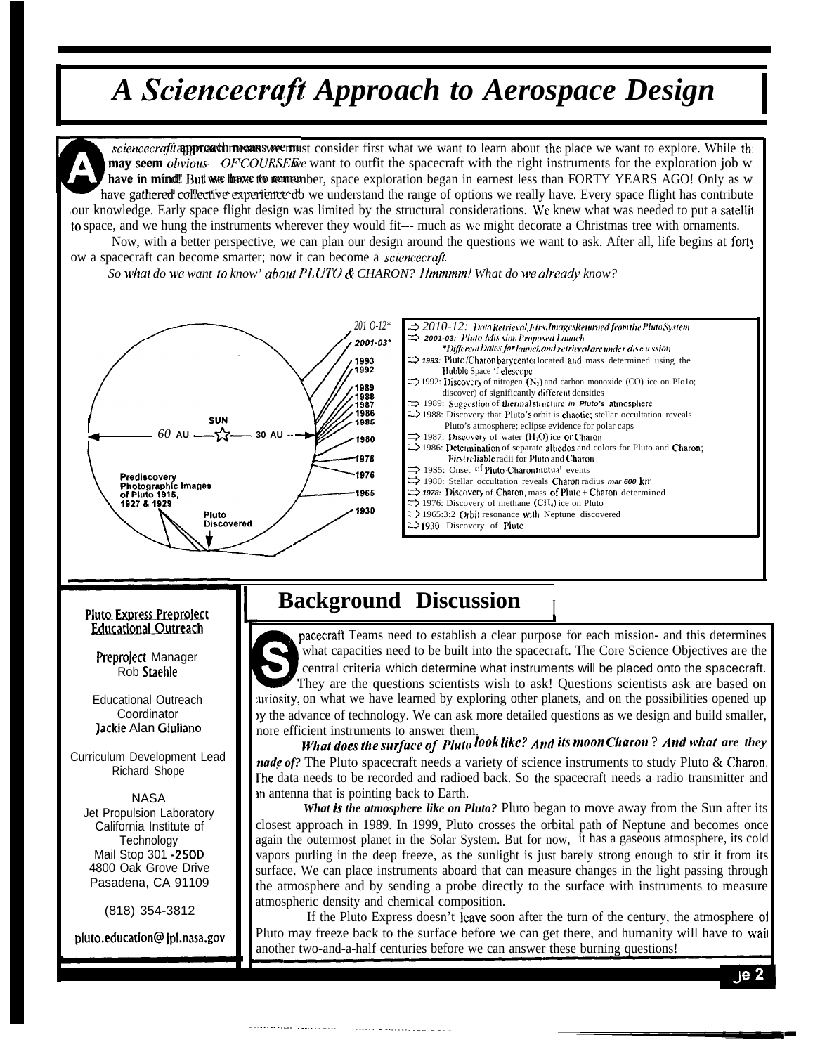# A Sciencecraft Approach to Aerospace Design

A *sciencecraft* approach means we must consider first what we want to learn about the place we want to explore. While this may seem *obvious—OF COURSE* we want to outfit the spacecraft with the right instruments for the exploration job we have in mind! But we have to remember, space exploration began in earnest less than FORTY YEARS AGO! Only as we have gathered collective experience do we understand the range of options we really have. Every space flight has contributed to our knowledge. Early space flight design was limited by the structural considerations. We knew what was needed to put a satellite into space, and we hung the instruments wherever they would fit--- much as we might decorate a Christmas tree with ornaments.

Now, with a better perspective, we can plan our design around the questions we want to ask. After all, life begins at forty. Now a spacecraft can become smarter; now it can become a *sciencecraft.*

*So what do we want to know' about PLUTO & CHARON? Hmmmm! What do we already know?*

60 AU — SUN — 30 AU

Prediscovery Photographic Images of Pluto 1915, 1927 & 1929

Pluto Discovered

- ⇒ *2010-12: Data Retrieval, First Images Returned from the Pluto System*
- ⇒ *2001-03: Pluto Mission Proposed Launch*
  *\*Different Dates for launch and retrieval are under discussion*
- ⇒ *1993:* Pluto/Charon barycenter located and mass determined using the Hubble Space Telescope
- ⇒ 1992: Discovery of nitrogen ($N_2$) and carbon monoxide (CO) ice on Pluto; discovery of significantly different densities
- ⇒ 1989: Suggestion of thermal structure in Pluto's atmosphere
- ⇒ 1988: Discovery that Pluto's orbit is chaotic; stellar occultation reveals Pluto's atmosphere; eclipse evidence for polar caps
- ⇒ 1987: Discovery of water ($H_2O$) ice on Charon
- ⇒ 1986: Determination of separate albedos and colors for Pluto and Charon; First reliable radii for Pluto and Charon
- ⇒ 1985: Onset of Pluto-Charon mutual events
- ⇒ 1980: Stellar occultation reveals Charon radius *near 600 km*
- ⇒ *1978:* Discovery of Charon, mass of Pluto + Charon determined
- ⇒ 1976: Discovery of methane ($CH_4$) ice on Pluto
- ⇒ 1965: 3:2 Orbit resonance with Neptune discovered
- ⇒ 1930: Discovery of Pluto

## Background Discussion

Spacecraft Teams need to establish a clear purpose for each mission- and this determines what capacities need to be built into the spacecraft. The Core Science Objectives are the central criteria which determine what instruments will be placed onto the spacecraft. They are the questions scientists wish to ask! Questions scientists ask are based on curiosity, on what we have learned by exploring other planets, and on the possibilities opened up by the advance of technology. We can ask more detailed questions as we design and build smaller, more efficient instruments to answer them.

***What does the surface of Pluto look like? And its moon Charon? And what are they made of?*** The Pluto spacecraft needs a variety of science instruments to study Pluto & Charon. The data needs to be recorded and radioed back. So the spacecraft needs a radio transmitter and an antenna that is pointing back to Earth.

***What is the atmosphere like on Pluto?*** Pluto began to move away from the Sun after its closest approach in 1989. In 1999, Pluto crosses the orbital path of Neptune and becomes once again the outermost planet in the Solar System. But for now, it has a gaseous atmosphere, its cold vapors purling in the deep freeze, as the sunlight is just barely strong enough to stir it from its surface. We can place instruments aboard that can measure changes in the light passing through the atmosphere and by sending a probe directly to the surface with instruments to measure atmospheric density and chemical composition.

If the Pluto Express doesn't leave soon after the turn of the century, the atmosphere of Pluto may freeze back to the surface before we can get there, and humanity will have to wait another two-and-a-half centuries before we can answer these burning questions!

**Pluto Express Preproject Educational Outreach**

Preproject Manager
Rob Staehle

Educational Outreach Coordinator
Jackie Alan Giuliano

Curriculum Development Lead
Richard Shope

NASA
Jet Propulsion Laboratory
California Institute of Technology
Mail Stop 301-250D
4800 Oak Grove Drive
Pasadena, CA 91109

(818) 354-3812

pluto.education@jpl.nasa.gov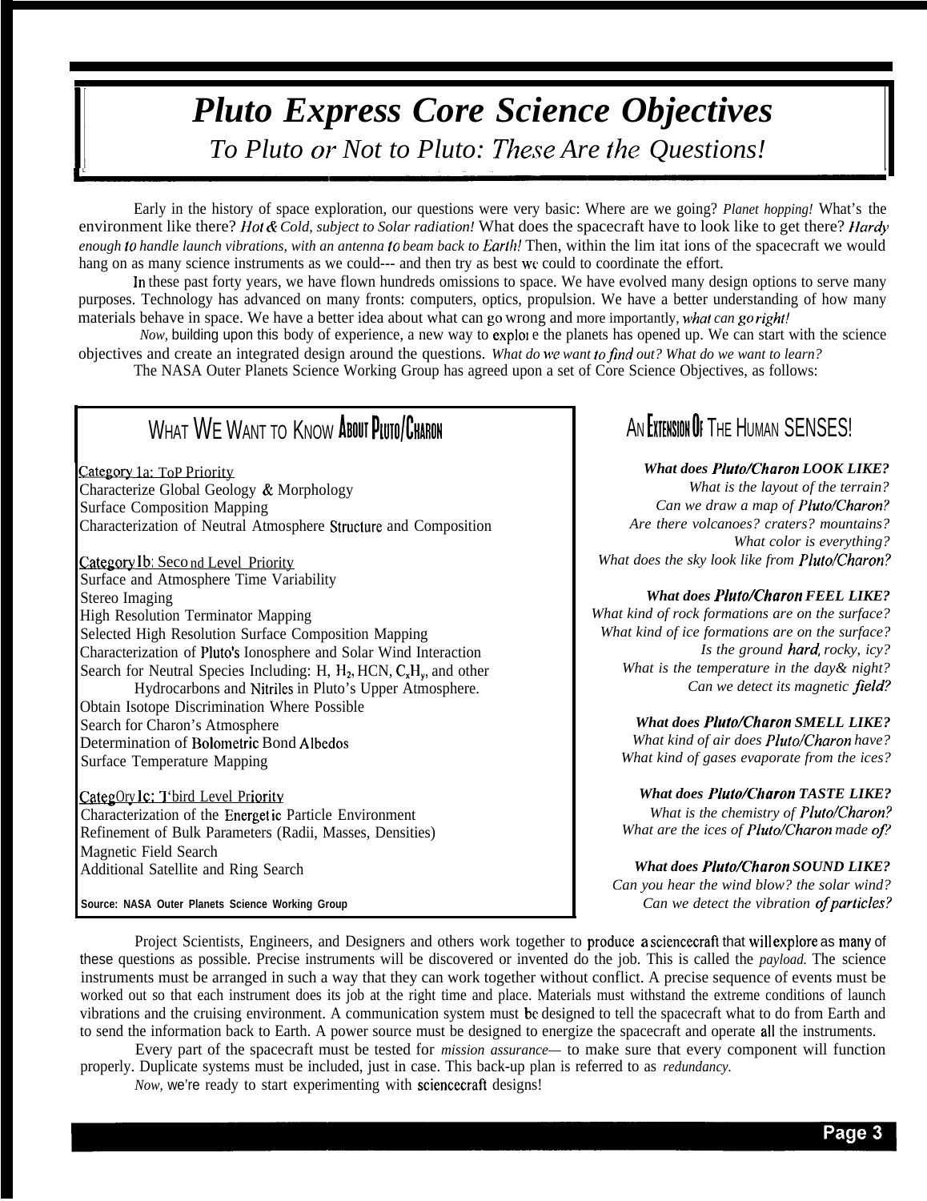# Pluto Express Core Science Objectives

## *To Pluto or Not to Pluto: These Are the Questions!*

Early in the history of space exploration, our questions were very basic: Where are we going? *Planet hopping!* What's the environment like there? *Hot & Cold, subject to Solar radiation!* What does the spacecraft have to look like to get there? *Hardy enough to handle launch vibrations, with an antenna to beam back to Earth!* Then, within the limitations of the spacecraft we would hang on as many science instruments as we could--- and then try as best we could to coordinate the effort.

In these past forty years, we have flown hundreds of missions to space. We have evolved many design options to serve many purposes. Technology has advanced on many fronts: computers, optics, propulsion. We have a better understanding of how many materials behave in space. We have a better idea about what can go wrong and more importantly, *what can go right!*

*Now,* building upon this body of experience, a new way to explore the planets has opened up. We can start with the science objectives and create an integrated design around the questions. *What do we want to find out? What do we want to learn?*

The NASA Outer Planets Science Working Group has agreed upon a set of Core Science Objectives, as follows:

### WHAT WE WANT TO KNOW ABOUT PLUTO/CHARON

Category 1a: Top Priority
- Characterize Global Geology & Morphology
- Surface Composition Mapping
- Characterization of Neutral Atmosphere Structure and Composition

Category 1b: Second Level Priority
- Surface and Atmosphere Time Variability
- Stereo Imaging
- High Resolution Terminator Mapping
- Selected High Resolution Surface Composition Mapping
- Characterization of Pluto's Ionosphere and Solar Wind Interaction
- Search for Neutral Species Including: H, $H_2$, HCN, $C_xH_y$, and other Hydrocarbons and Nitriles in Pluto's Upper Atmosphere.
- Obtain Isotope Discrimination Where Possible
- Search for Charon's Atmosphere
- Determination of Bolometric Bond Albedos
- Surface Temperature Mapping

Category 1c: Third Level Priority
- Characterization of the Energetic Particle Environment
- Refinement of Bulk Parameters (Radii, Masses, Densities)
- Magnetic Field Search
- Additional Satellite and Ring Search

**Source: NASA Outer Planets Science Working Group**

### AN EXTENSION OF THE HUMAN SENSES!

***What does Pluto/Charon LOOK LIKE?***
*What is the layout of the terrain?*
*Can we draw a map of Pluto/Charon?*
*Are there volcanoes? craters? mountains?*
*What color is everything?*
*What does the sky look like from Pluto/Charon?*

***What does Pluto/Charon FEEL LIKE?***
*What kind of rock formations are on the surface?*
*What kind of ice formations are on the surface?*
*Is the ground hard, rocky, icy?*
*What is the temperature in the day& night?*
*Can we detect its magnetic field?*

***What does Pluto/Charon SMELL LIKE?***
*What kind of air does Pluto/Charon have?*
*What kind of gases evaporate from the ices?*

***What does Pluto/Charon TASTE LIKE?***
*What is the chemistry of Pluto/Charon?*
*What are the ices of Pluto/Charon made of?*

***What does Pluto/Charon SOUND LIKE?***
*Can you hear the wind blow? the solar wind?*
*Can we detect the vibration of particles?*

Project Scientists, Engineers, and Designers and others work together to produce a sciencecraft that will explore as many of these questions as possible. Precise instruments will be discovered or invented do the job. This is called the *payload.* The science instruments must be arranged in such a way that they can work together without conflict. A precise sequence of events must be worked out so that each instrument does its job at the right time and place. Materials must withstand the extreme conditions of launch vibrations and the cruising environment. A communication system must be designed to tell the spacecraft what to do from Earth and to send the information back to Earth. A power source must be designed to energize the spacecraft and operate all the instruments.

Every part of the spacecraft must be tested for *mission assurance—* to make sure that every component will function properly. Duplicate systems must be included, just in case. This back-up plan is referred to as *redundancy.*

*Now,* we're ready to start experimenting with sciencecraft designs!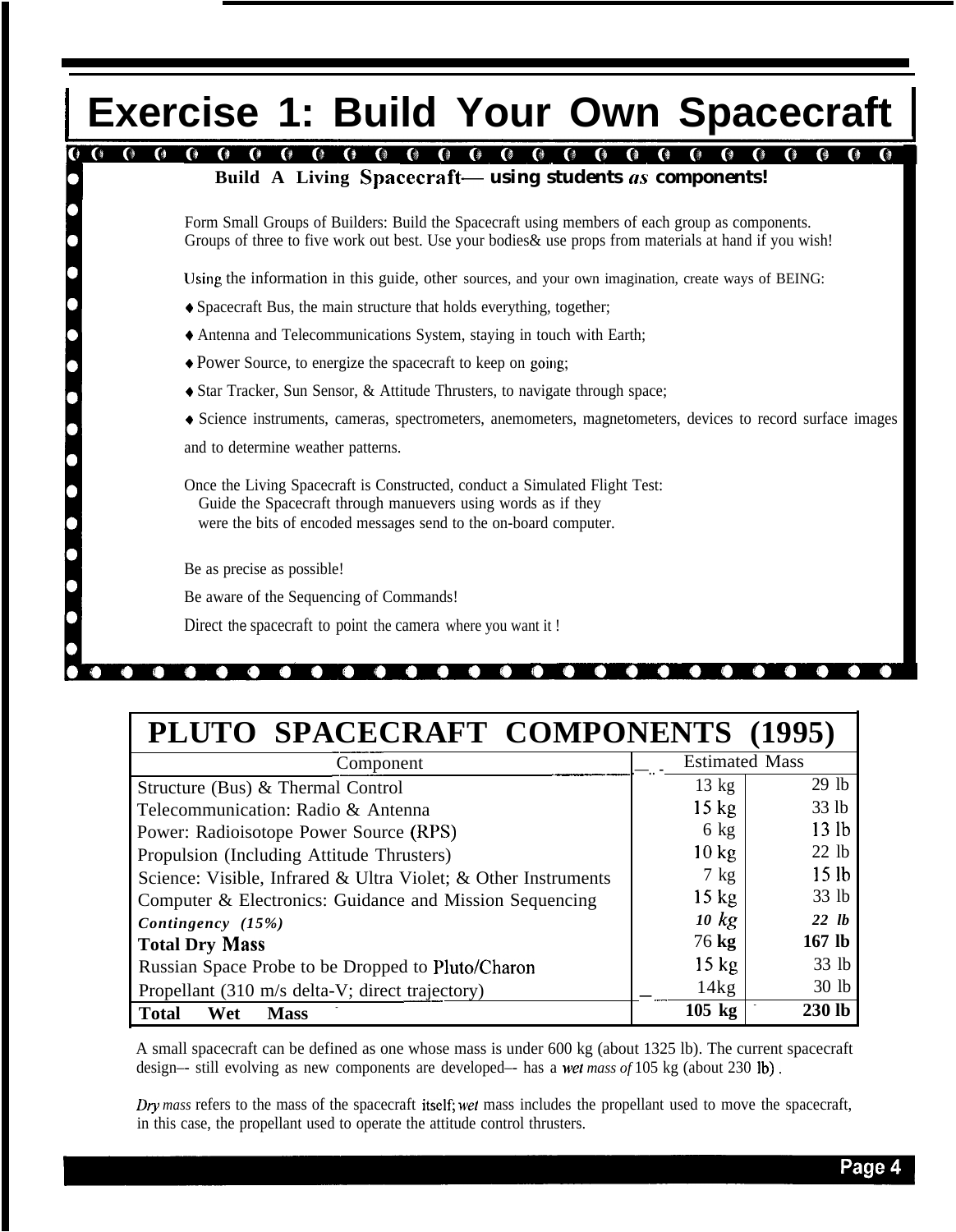# Exercise 1: Build Your Own Spacecraft

**Build A Living Spacecraft— using students as components!**

Form Small Groups of Builders: Build the Spacecraft using members of each group as components. Groups of three to five work out best. Use your bodies& use props from materials at hand if you wish!

Using the information in this guide, other sources, and your own imagination, create ways of BEING:

- Spacecraft Bus, the main structure that holds everything, together;
- Antenna and Telecommunications System, staying in touch with Earth;
- Power Source, to energize the spacecraft to keep on going;
- Star Tracker, Sun Sensor, & Attitude Thrusters, to navigate through space;
- Science instruments, cameras, spectrometers, anemometers, magnetometers, devices to record surface images and to determine weather patterns.

Once the Living Spacecraft is Constructed, conduct a Simulated Flight Test:
Guide the Spacecraft through manuevers using words as if they were the bits of encoded messages send to the on-board computer.

Be as precise as possible!

Be aware of the Sequencing of Commands!

Direct the spacecraft to point the camera where you want it !

## PLUTO SPACECRAFT COMPONENTS (1995)

| Component | Estimated Mass | |
|---|---|---|
| Structure (Bus) & Thermal Control | 13 kg | 29 lb |
| Telecommunication: Radio & Antenna | 15 kg | 33 lb |
| Power: Radioisotope Power Source (RPS) | 6 kg | 13 lb |
| Propulsion (Including Attitude Thrusters) | 10 kg | 22 lb |
| Science: Visible, Infrared & Ultra Violet; & Other Instruments | 7 kg | 15 lb |
| Computer & Electronics: Guidance and Mission Sequencing | 15 kg | 33 lb |
| *Contingency (15%)* | *10 kg* | *22 lb* |
| **Total Dry Mass** | 76 **kg** | **167 lb** |
| Russian Space Probe to be Dropped to Pluto/Charon | 15 kg | 33 lb |
| Propellant (310 m/s delta-V; direct trajectory) | 14kg | 30 lb |
| **Total Wet Mass** | **105 kg** | **230 lb** |

A small spacecraft can be defined as one whose mass is under 600 kg (about 1325 lb). The current spacecraft design–- still evolving as new components are developed–- has a *wet mass of* 105 kg (about 230 lb) .

*Dry mass* refers to the mass of the spacecraft itself; *wet* mass includes the propellant used to move the spacecraft, in this case, the propellant used to operate the attitude control thrusters.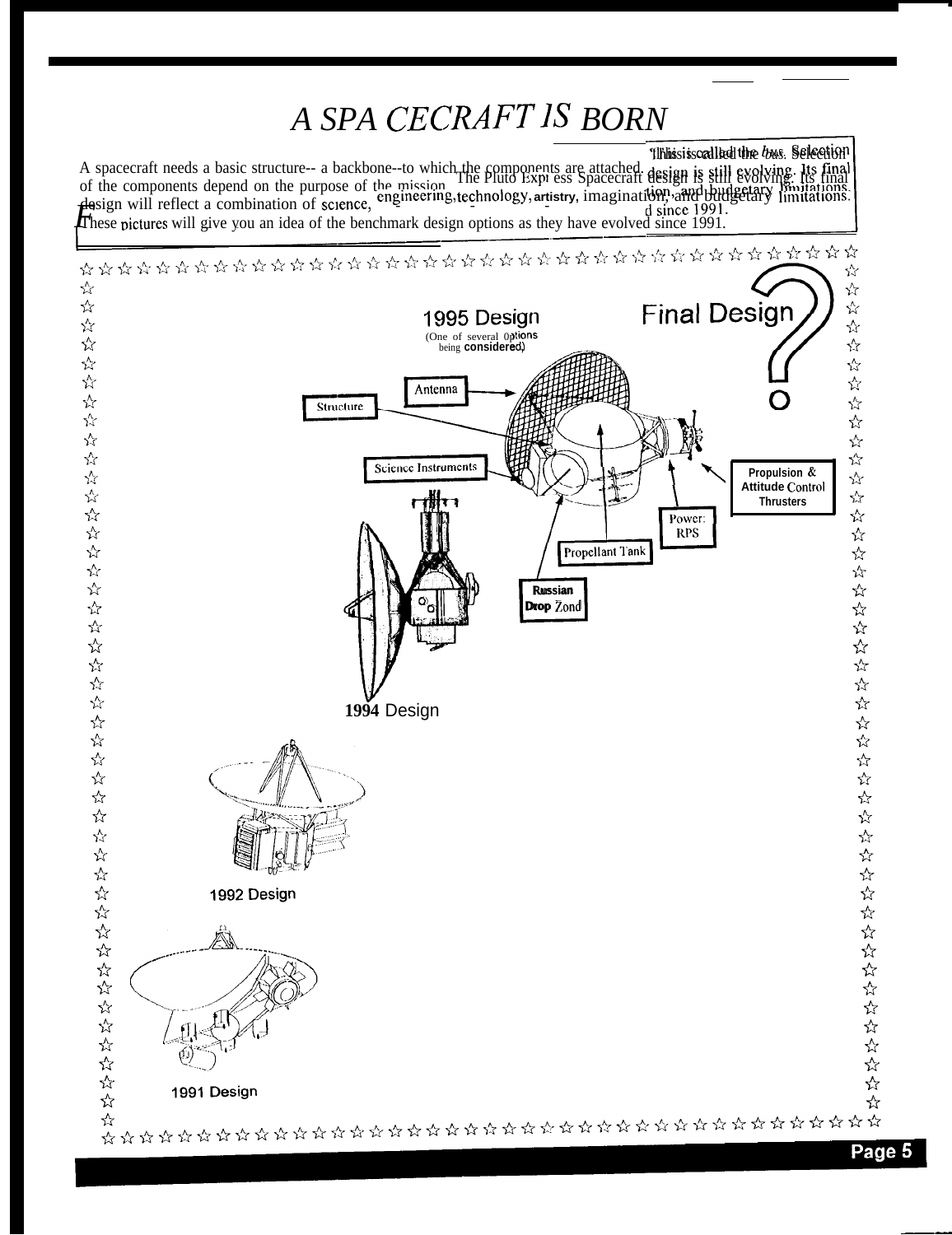# A SPACECRAFT IS BORN

A spacecraft needs a basic structure-- a backbone--to which the components are attached. This is called the *bus*. Selection of the components depend on the purpose of the mission. The Pluto Express Spacecraft design is still evolving. Its final design will reflect a combination of science, engineering, technology, artistry, imagination, and budgetary limitations. These pictures will give you an idea of the benchmark design options as they have evolved since 1991.

Final Design ?

1995 Design
(One of several options being considered)

Antenna

Structure

Science Instruments

Propulsion & Attitude Control Thrusters

Power: RPS

Propellant Tank

Russian Drop Zond

1994 Design

1992 Design

1991 Design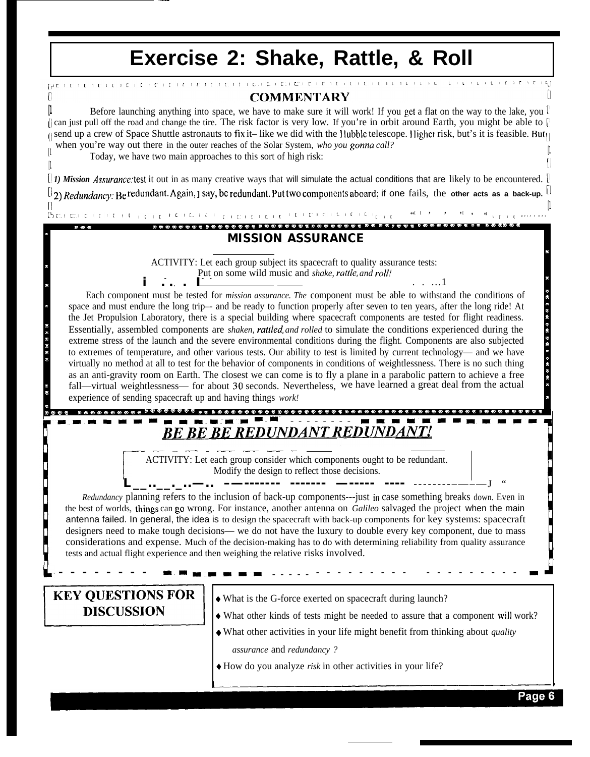# Exercise 2: Shake, Rattle, & Roll

## COMMENTARY

Before launching anything into space, we have to make sure it will work! If you get a flat on the way to the lake, you can just pull off the road and change the tire. The risk factor is very low. If you're in orbit around Earth, you might be able to send up a crew of Space Shuttle astronauts to fix it– like we did with the Hubble telescope. Higher risk, but's it is feasible. But when you're way out there in the outer reaches of the Solar System, *who you gonna call?*

Today, we have two main approaches to this sort of high risk:

***1) Mission Assurance:*** test it out in as many creative ways that will simulate the actual conditions that are likely to be encountered.

2) *Redundancy:* Be redundant. Again, I say, be redundant. Put two components aboard; if one fails, the other acts as a back-up.

## MISSION ASSURANCE

ACTIVITY: Let each group subject its spacecraft to quality assurance tests:
Put on some wild music and *shake, rattle, and roll!*

Each component must be tested for *mission assurance. The* component must be able to withstand the conditions of space and must endure the long trip–- and be ready to function properly after seven to ten years, after the long ride! At the Jet Propulsion Laboratory, there is a special building where spacecraft components are tested for flight readiness. Essentially, assembled components are *shaken, rattled, and rolled* to simulate the conditions experienced during the extreme stress of the launch and the severe environmental conditions during the flight. Components are also subjected to extremes of temperature, and other various tests. Our ability to test is limited by current technology— and we have virtually no method at all to test for the behavior of components in conditions of weightlessness. There is no such thing as an anti-gravity room on Earth. The closest we can come is to fly a plane in a parabolic pattern to achieve a free fall—virtual weightlessness— for about 30 seconds. Nevertheless, we have learned a great deal from the actual experience of sending spacecraft up and having things *work!*

## *BE BE BE REDUNDANT REDUNDANT!*

ACTIVITY: Let each group consider which components ought to be redundant.
Modify the design to reflect those decisions.

*Redundancy* planning refers to the inclusion of back-up components---just in case something breaks down. Even in the best of worlds, things can go wrong. For instance, another antenna on *Galileo* salvaged the project when the main antenna failed. In general, the idea is to design the spacecraft with back-up components for key systems: spacecraft designers need to make tough decisions— we do not have the luxury to double every key component, due to mass considerations and expense. Much of the decision-making has to do with determining reliability from quality assurance tests and actual flight experience and then weighing the relative risks involved.

## KEY QUESTIONS FOR DISCUSSION

- What is the G-force exerted on spacecraft during launch?
- What other kinds of tests might be needed to assure that a component will work?
- What other activities in your life might benefit from thinking about *quality assurance* and *redundancy ?*
- How do you analyze *risk* in other activities in your life?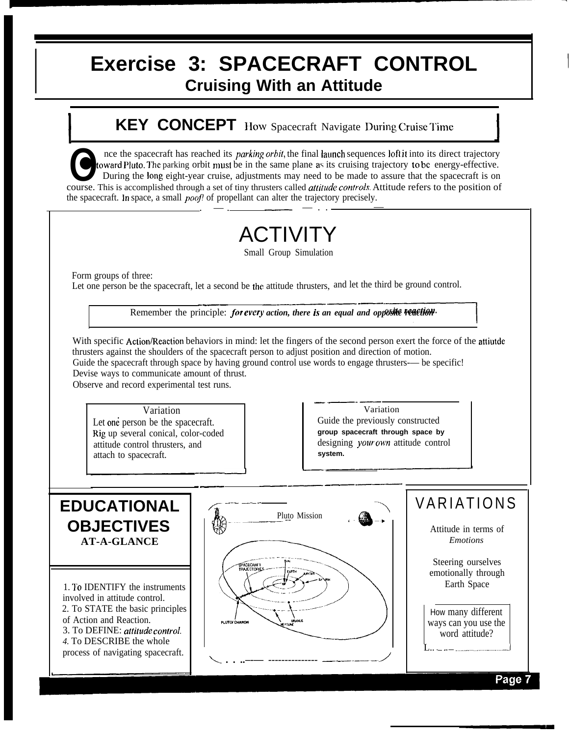# Exercise 3: SPACECRAFT CONTROL

## Cruising With an Attitude

### KEY CONCEPT How Spacecraft Navigate During Cruise Time

Once the spacecraft has reached its *parking orbit*, the final launch sequences loft it into its direct trajectory toward Pluto. The parking orbit must be in the same plane as its cruising trajectory to be energy-effective. During the long eight-year cruise, adjustments may need to be made to assure that the spacecraft is on course. This is accomplished through a set of tiny thrusters called *attitude controls*. Attitude refers to the position of the spacecraft. In space, a small *poof!* of propellant can alter the trajectory precisely.

## ACTIVITY

Small Group Simulation

Form groups of three:
Let one person be the spacecraft, let a second be the attitude thrusters, and let the third be ground control.

Remember the principle: ***for every action, there is an equal and opposite reaction.***

With specific Action/Reaction behaviors in mind: let the fingers of the second person exert the force of the attiutde thrusters against the shoulders of the spacecraft person to adjust position and direction of motion.
Guide the spacecraft through space by having ground control use words to engage thrusters— be specific!
Devise ways to communicate amount of thrust.
Observe and record experimental test runs.

**Variation**
Let one person be the spacecraft. Rig up several conical, color-coded attitude control thrusters, and attach to spacecraft.

**Variation**
Guide the previously constructed group spacecraft through space by designing *your own* attitude control system.

## EDUCATIONAL OBJECTIVES AT-A-GLANCE

1. To IDENTIFY the instruments involved in attitude control.
2. To STATE the basic principles of Action and Reaction.
3. To DEFINE: *attitude control*.
4. To DESCRIBE the whole process of navigating spacecraft.

Pluto Mission

SPACECRAFT TRAJECTORIES — SUN, EARTH, JUPITER, SATURN, URANUS, NEPTUNE, PLUTO/CHARON

## VARIATIONS

Attitude in terms of *Emotions*

Steering ourselves emotionally through Earth Space

How many different ways can you use the word attitude?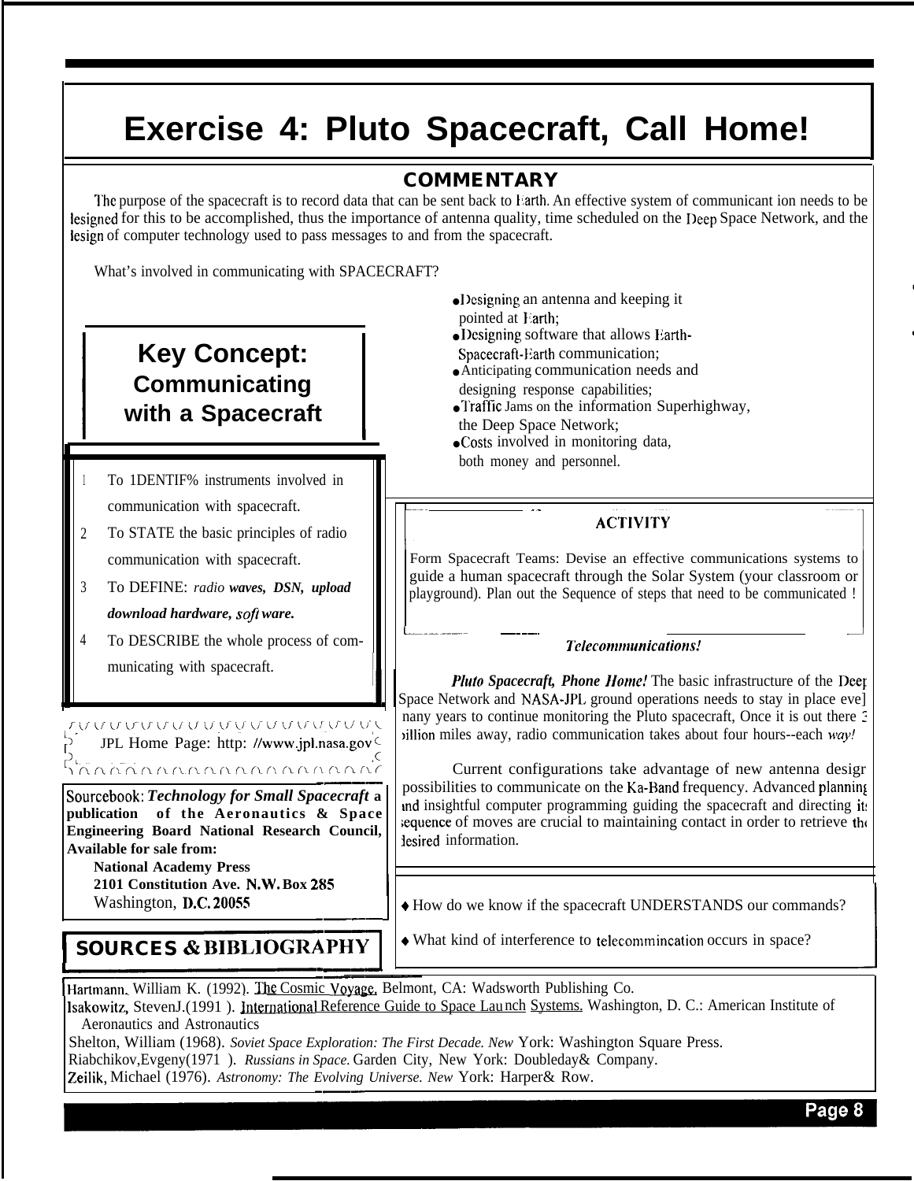# Exercise 4: Pluto Spacecraft, Call Home!

## COMMENTARY

The purpose of the spacecraft is to record data that can be sent back to Earth. An effective system of communicant ion needs to be lesigned for this to be accomplished, thus the importance of antenna quality, time scheduled on the Deep Space Network, and the lesign of computer technology used to pass messages to and from the spacecraft.

What's involved in communicating with SPACECRAFT?

- Designing an antenna and keeping it pointed at Earth;
- Designing software that allows Earth-Spacecraft-Earth communication;
- Anticipating communication needs and designing response capabilities;
- Traffic Jams on the information Superhighway, the Deep Space Network;
- Costs involved in monitoring data, both money and personnel.

## Key Concept: Communicating with a Spacecraft

1. To 1DENTIF% instruments involved in communication with spacecraft.
2. To STATE the basic principles of radio communication with spacecraft.
3. To DEFINE: *radio **waves, DSN, upload download hardware, soft ware.***
4. To DESCRIBE the whole process of communicating with spacecraft.

JPL Home Page: http: //www.jpl.nasa.gov

Sourcebook: ***Technology for Small Spacecraft* a publication of the Aeronautics & Space Engineering Board National Research Council, Available for sale from:**
**National Academy Press**
**2101 Constitution Ave. N.W. Box 285**
Washington, D.C. 20055

## ACTIVITY

Form Spacecraft Teams: Devise an effective communications systems to guide a human spacecraft through the Solar System (your classroom or playground). Plan out the Sequence of steps that need to be communicated !

### *Telecommunications!*

***Pluto Spacecraft, Phone Home!*** The basic infrastructure of the Deep Space Network and NASA-JPL ground operations needs to stay in place eve] nany years to continue monitoring the Pluto spacecraft, Once it is out there 3 oillion miles away, radio communication takes about four hours--each *way!*

Current configurations take advantage of new antenna design possibilities to communicate on the Ka-Band frequency. Advanced planning and insightful computer programming guiding the spacecraft and directing its sequence of moves are crucial to maintaining contact in order to retrieve the desired information.

- How do we know if the spacecraft UNDERSTANDS our commands?
- What kind of interference to telecommincation occurs in space?

## SOURCES & BIBLIOGRAPHY

Hartmann, William K. (1992). The Cosmic Voyage. Belmont, CA: Wadsworth Publishing Co.

Isakowitz, StevenJ.(1991 ). International Reference Guide to Space Launch Systems. Washington, D. C.: American Institute of Aeronautics and Astronautics

Shelton, William (1968). *Soviet Space Exploration: The First Decade. New* York: Washington Square Press.

Riabchikov,Evgeny(1971 ). *Russians in Space.* Garden City, New York: Doubleday& Company.

Zeilik, Michael (1976). *Astronomy: The Evolving Universe. New* York: Harper& Row.